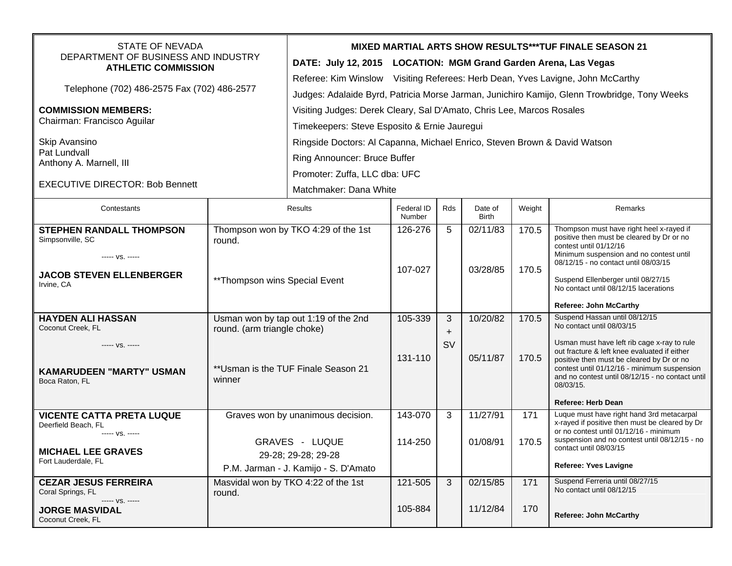STATE OF NEVADA
DEPARTMENT OF BUSINESS AND INDUSTRY
**ATHLETIC COMMISSION**

Telephone (702) 486-2575 Fax (702) 486-2577

**COMMISSION MEMBERS:**
Chairman: Francisco Aguilar

Skip Avansino
Pat Lundvall
Anthony A. Marnell, III

EXECUTIVE DIRECTOR: Bob Bennett

**MIXED MARTIAL ARTS SHOW RESULTS***TUF FINALE SEASON 21**

**DATE: July 12, 2015 LOCATION: MGM Grand Garden Arena, Las Vegas**

Referee: Kim Winslow Visiting Referees: Herb Dean, Yves Lavigne, John McCarthy

Judges: Adalaide Byrd, Patricia Morse Jarman, Junichiro Kamijo, Glenn Trowbridge, Tony Weeks

Visiting Judges: Derek Cleary, Sal D'Amato, Chris Lee, Marcos Rosales

Timekeepers: Steve Esposito & Ernie Jauregui

Ringside Doctors: Al Capanna, Michael Enrico, Steven Brown & David Watson

Ring Announcer: Bruce Buffer

Promoter: Zuffa, LLC dba: UFC

Matchmaker: Dana White

| Contestants | Results | Federal ID Number | Rds | Date of Birth | Weight | Remarks |
|---|---|---|---|---|---|---|
| **STEPHEN RANDALL THOMPSON** Simpsonville, SC<br>----- vs. -----<br>**JACOB STEVEN ELLENBERGER** Irvine, CA | Thompson won by TKO 4:29 of the 1st round.<br><br>**Thompson wins Special Event | 126-276<br><br>107-027 | 5 | 02/11/83<br><br>03/28/85 | 170.5<br><br>170.5 | Thompson must have right heel x-rayed if positive then must be cleared by Dr or no contest until 01/12/16 Minimum suspension and no contest until 08/12/15 - no contact until 08/03/15<br><br>Suspend Ellenberger until 08/27/15 No contact until 08/12/15 lacerations<br><br>**Referee: John McCarthy** |
| **HAYDEN ALI HASSAN** Coconut Creek, FL<br>----- vs. -----<br>**KAMARUDEEN "MARTY" USMAN** Boca Raton, FL | Usman won by tap out 1:19 of the 2nd round. (arm triangle choke)<br><br>**Usman is the TUF Finale Season 21 winner | 105-339<br><br>131-110 | 3 + SV | 10/20/82<br><br>05/11/87 | 170.5<br><br>170.5 | Suspend Hassan until 08/12/15 No contact until 08/03/15<br><br>Usman must have left rib cage x-ray to rule out fracture & left knee evaluated if either positive then must be cleared by Dr or no contest until 01/12/16 - minimum suspension and no contest until 08/12/15 - no contact until 08/03/15.<br><br>**Referee: Herb Dean** |
| **VICENTE CATTA PRETA LUQUE** Deerfield Beach, FL<br>----- vs. -----<br>**MICHAEL LEE GRAVES** Fort Lauderdale, FL | Graves won by unanimous decision.<br><br>GRAVES - LUQUE<br>29-28; 29-28; 29-28<br>P.M. Jarman - J. Kamijo - S. D'Amato | 143-070<br><br>114-250 | 3 | 11/27/91<br><br>01/08/91 | 171<br><br>170.5 | Luque must have right hand 3rd metacarpal x-rayed if positive then must be cleared by Dr or no contest until 01/12/16 - minimum suspension and no contest until 08/12/15 - no contact until 08/03/15<br><br>**Referee: Yves Lavigne** |
| **CEZAR JESUS FERREIRA** Coral Springs, FL<br>----- vs. -----<br>**JORGE MASVIDAL** Coconut Creek, FL | Masvidal won by TKO 4:22 of the 1st round. | 121-505<br><br>105-884 | 3 | 02/15/85<br><br>11/12/84 | 171<br><br>170 | Suspend Ferreria until 08/27/15 No contact until 08/12/15<br><br>**Referee: John McCarthy** |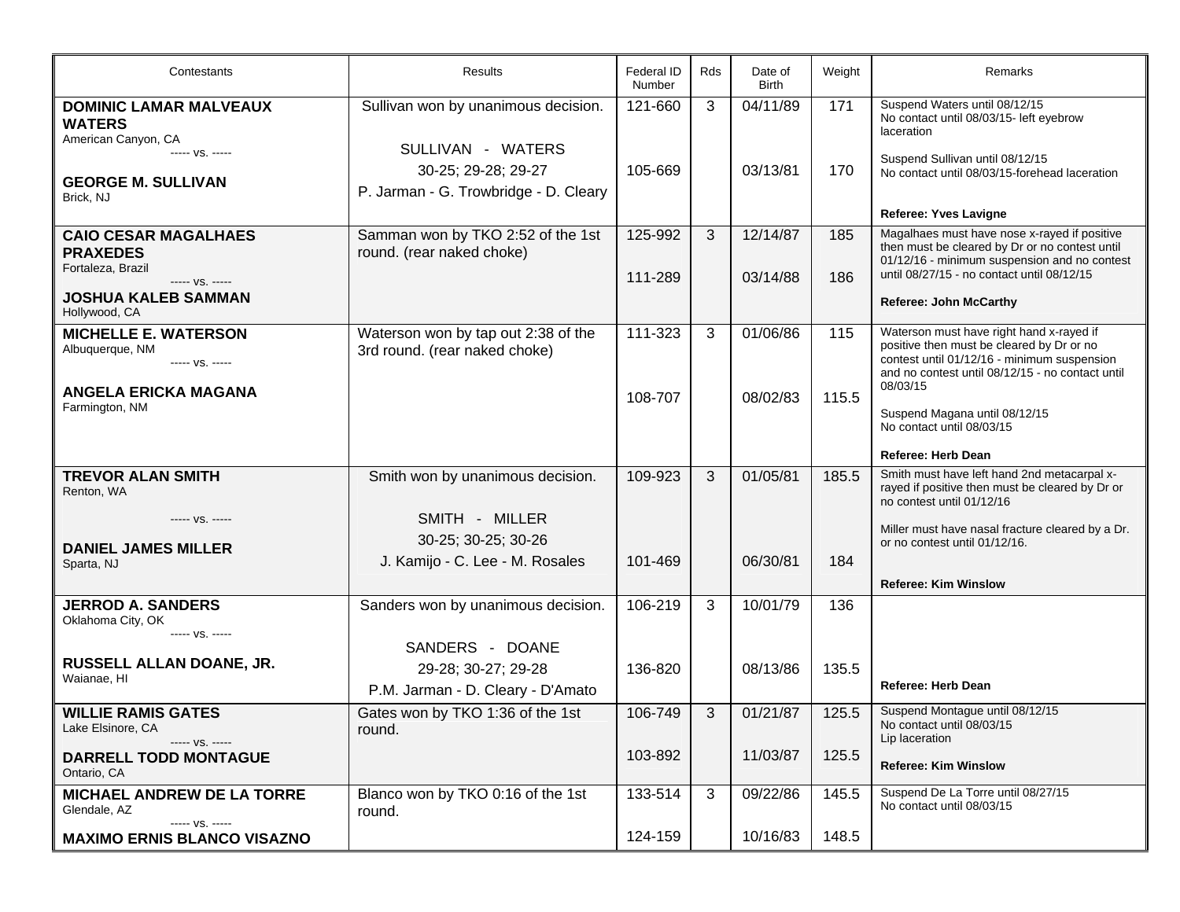| Contestants | Results | Federal ID Number | Rds | Date of Birth | Weight | Remarks |
|---|---|---|---|---|---|---|
| **DOMINIC LAMAR MALVEAUX WATERS**<br>American Canyon, CA<br>----- vs. -----<br>**GEORGE M. SULLIVAN**<br>Brick, NJ | Sullivan won by unanimous decision.<br>SULLIVAN - WATERS<br>30-25; 29-28; 29-27<br>P. Jarman - G. Trowbridge - D. Cleary | 121-660<br><br>105-669 | 3 | 04/11/89<br><br>03/13/81 | 171<br><br>170 | Suspend Waters until 08/12/15<br>No contact until 08/03/15- left eyebrow laceration<br><br>Suspend Sullivan until 08/12/15<br>No contact until 08/03/15-forehead laceration<br><br>**Referee: Yves Lavigne** |
| **CAIO CESAR MAGALHAES PRAXEDES**<br>Fortaleza, Brazil<br>----- vs. -----<br>**JOSHUA KALEB SAMMAN**<br>Hollywood, CA | Samman won by TKO 2:52 of the 1st round. (rear naked choke) | 125-992<br><br>111-289 | 3 | 12/14/87<br><br>03/14/88 | 185<br><br>186 | Magalhaes must have nose x-rayed if positive then must be cleared by Dr or no contest until 01/12/16 - minimum suspension and no contest until 08/27/15 - no contact until 08/12/15<br><br>**Referee: John McCarthy** |
| **MICHELLE E. WATERSON**<br>Albuquerque, NM<br>----- vs. -----<br>**ANGELA ERICKA MAGANA**<br>Farmington, NM | Waterson won by tap out 2:38 of the 3rd round. (rear naked choke) | 111-323<br><br>108-707 | 3 | 01/06/86<br><br>08/02/83 | 115<br><br>115.5 | Waterson must have right hand x-rayed if positive then must be cleared by Dr or no contest until 01/12/16 - minimum suspension and no contest until 08/12/15 - no contact until 08/03/15<br><br>Suspend Magana until 08/12/15<br>No contact until 08/03/15<br><br>**Referee: Herb Dean** |
| **TREVOR ALAN SMITH**<br>Renton, WA<br>----- vs. -----<br>**DANIEL JAMES MILLER**<br>Sparta, NJ | Smith won by unanimous decision.<br>SMITH - MILLER<br>30-25; 30-25; 30-26<br>J. Kamijo - C. Lee - M. Rosales | 109-923<br><br>101-469 | 3 | 01/05/81<br><br>06/30/81 | 185.5<br><br>184 | Smith must have left hand 2nd metacarpal x-rayed if positive then must be cleared by Dr or no contest until 01/12/16<br><br>Miller must have nasal fracture cleared by a Dr. or no contest until 01/12/16.<br><br>**Referee: Kim Winslow** |
| **JERROD A. SANDERS**<br>Oklahoma City, OK<br>----- vs. -----<br>**RUSSELL ALLAN DOANE, JR.**<br>Waianae, HI | Sanders won by unanimous decision.<br>SANDERS - DOANE<br>29-28; 30-27; 29-28<br>P.M. Jarman - D. Cleary - D'Amato | 106-219<br><br>136-820 | 3 | 10/01/79<br><br>08/13/86 | 136<br><br>135.5 | **Referee: Herb Dean** |
| **WILLIE RAMIS GATES**<br>Lake Elsinore, CA<br>----- vs. -----<br>**DARRELL TODD MONTAGUE**<br>Ontario, CA | Gates won by TKO 1:36 of the 1st round. | 106-749<br><br>103-892 | 3 | 01/21/87<br><br>11/03/87 | 125.5<br><br>125.5 | Suspend Montague until 08/12/15<br>No contact until 08/03/15<br>Lip laceration<br><br>**Referee: Kim Winslow** |
| **MICHAEL ANDREW DE LA TORRE**<br>Glendale, AZ<br>----- vs. -----<br>**MAXIMO ERNIS BLANCO VISAZNO** | Blanco won by TKO 0:16 of the 1st round. | 133-514<br><br>124-159 | 3 | 09/22/86<br><br>10/16/83 | 145.5<br><br>148.5 | Suspend De La Torre until 08/27/15<br>No contact until 08/03/15 |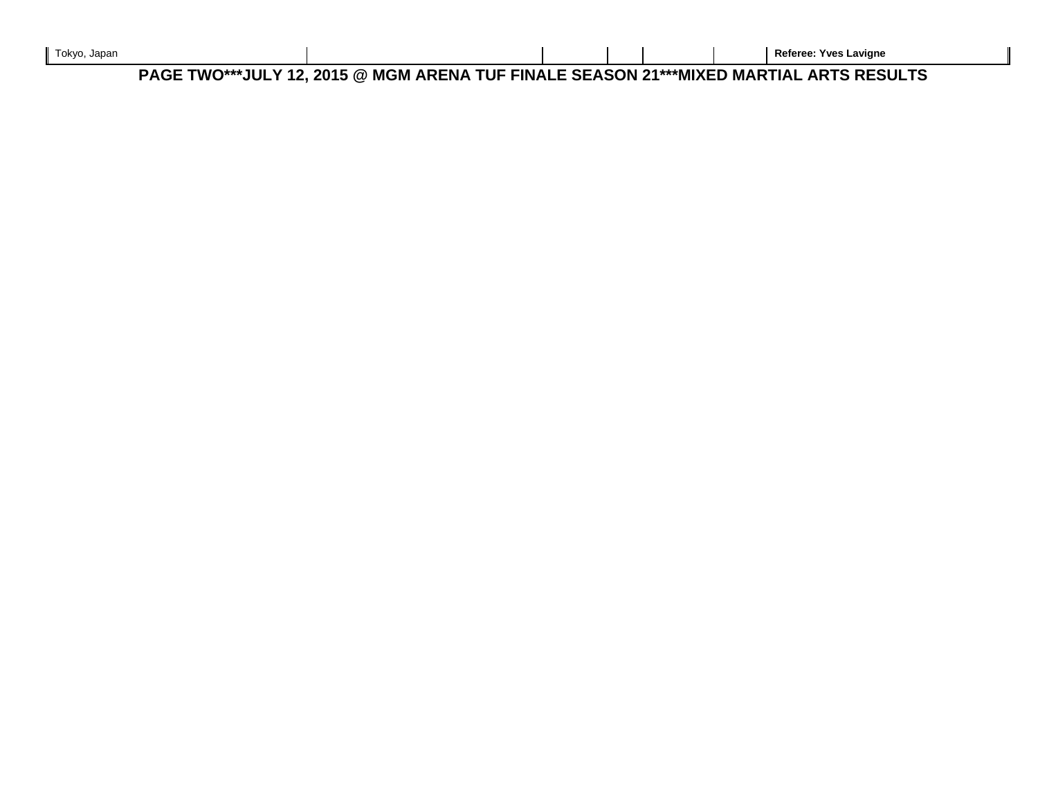| | | | | | | |
|---|---|---|---|---|---|---|
| Tokyo, Japan | | | | | | **Referee: Yves Lavigne** |

**PAGE TWO***JULY 12, 2015 @ MGM ARENA TUF FINALE SEASON 21***MIXED MARTIAL ARTS RESULTS**